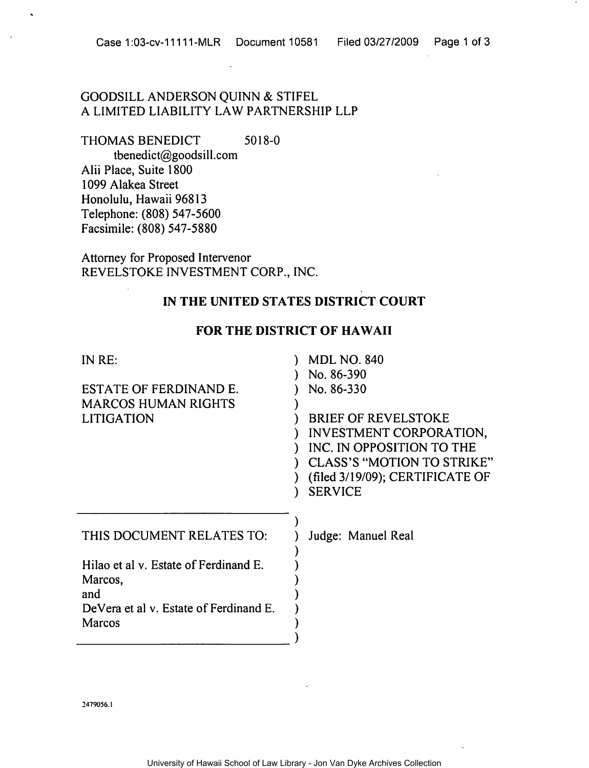GOODSILL ANDERSON QUINN & STIFEL
A LIMITED LIABILITY LAW PARTNERSHIP LLP

THOMAS BENEDICT 5018-0
tbenedict@goodsill.com
Alii Place, Suite 1800
1099 Alakea Street
Honolulu, Hawaii 96813
Telephone: (808) 547-5600
Facsimile: (808) 547-5880

Attorney for Proposed Intervenor
REVELSTOKE INVESTMENT CORP., INC.

**IN THE UNITED STATES DISTRICT COURT**

**FOR THE DISTRICT OF HAWAII**

| | |
|---|---|
| IN RE:<br><br>ESTATE OF FERDINAND E. MARCOS HUMAN RIGHTS LITIGATION | MDL NO. 840<br>No. 86-390<br>No. 86-330<br><br>BRIEF OF REVELSTOKE INVESTMENT CORPORATION, INC. IN OPPOSITION TO THE CLASS'S "MOTION TO STRIKE" (filed 3/19/09); CERTIFICATE OF SERVICE |
| THIS DOCUMENT RELATES TO:<br><br>Hilao et al v. Estate of Ferdinand E. Marcos,<br>and<br>DeVera et al v. Estate of Ferdinand E. Marcos | Judge: Manuel Real |

2479056.1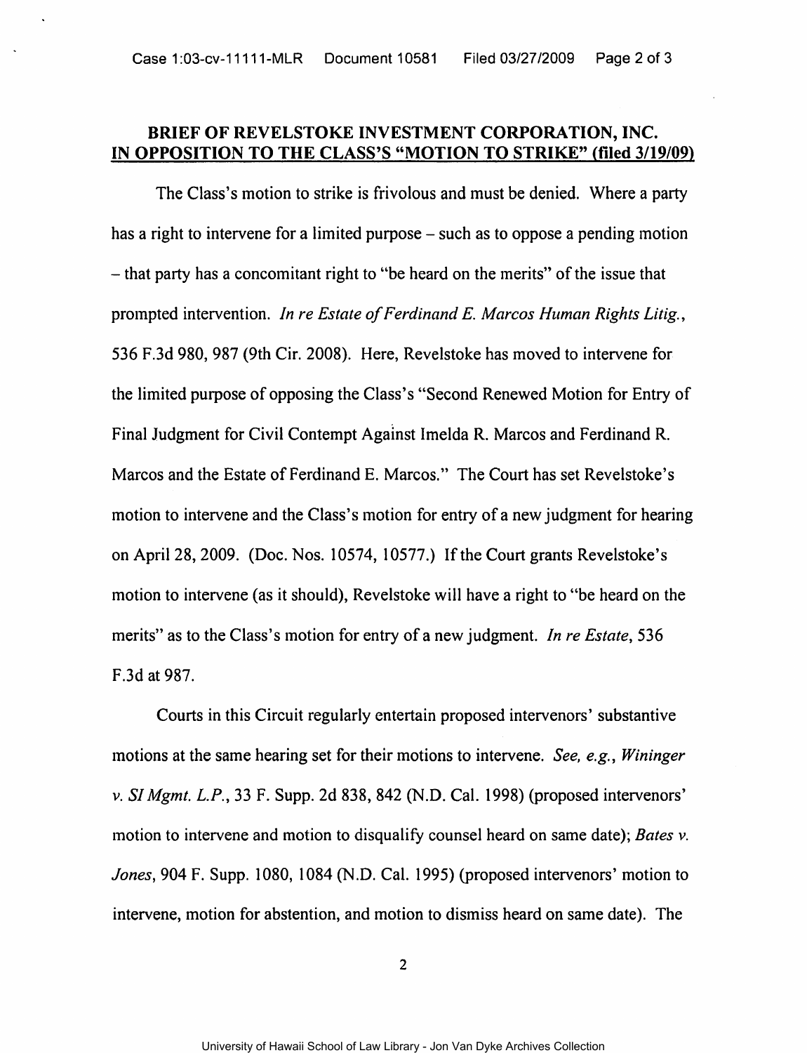## BRIEF OF REVELSTOKE INVESTMENT CORPORATION, INC. IN OPPOSITION TO THE CLASS'S "MOTION TO STRIKE" (filed 3/19/09)

The Class's motion to strike is frivolous and must be denied. Where a party has a right to intervene for a limited purpose – such as to oppose a pending motion – that party has a concomitant right to "be heard on the merits" of the issue that prompted intervention. *In re Estate of Ferdinand E. Marcos Human Rights Litig.*, 536 F.3d 980, 987 (9th Cir. 2008). Here, Revelstoke has moved to intervene for the limited purpose of opposing the Class's "Second Renewed Motion for Entry of Final Judgment for Civil Contempt Against Imelda R. Marcos and Ferdinand R. Marcos and the Estate of Ferdinand E. Marcos." The Court has set Revelstoke's motion to intervene and the Class's motion for entry of a new judgment for hearing on April 28, 2009. (Doc. Nos. 10574, 10577.) If the Court grants Revelstoke's motion to intervene (as it should), Revelstoke will have a right to "be heard on the merits" as to the Class's motion for entry of a new judgment. *In re Estate*, 536 F.3d at 987.

Courts in this Circuit regularly entertain proposed intervenors' substantive motions at the same hearing set for their motions to intervene. *See, e.g., Wininger v. SI Mgmt. L.P.*, 33 F. Supp. 2d 838, 842 (N.D. Cal. 1998) (proposed intervenors' motion to intervene and motion to disqualify counsel heard on same date); *Bates v. Jones*, 904 F. Supp. 1080, 1084 (N.D. Cal. 1995) (proposed intervenors' motion to intervene, motion for abstention, and motion to dismiss heard on same date). The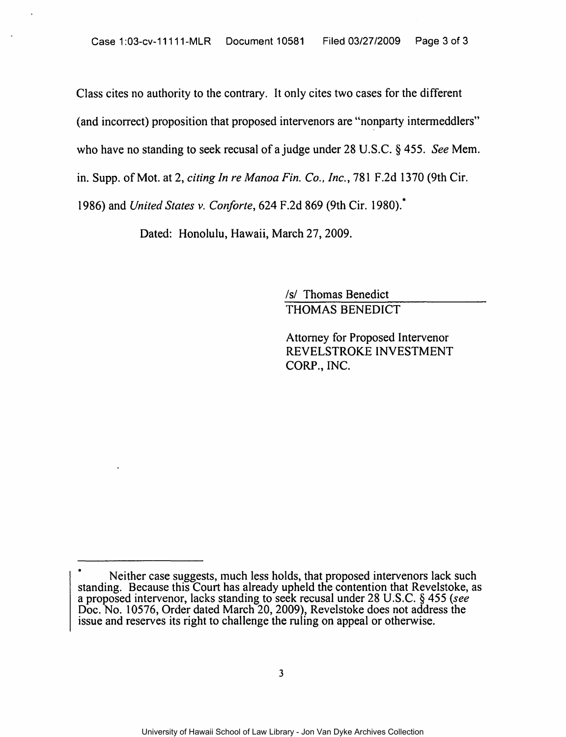Class cites no authority to the contrary. It only cites two cases for the different (and incorrect) proposition that proposed intervenors are "nonparty intermeddlers" who have no standing to seek recusal of a judge under 28 U.S.C. § 455. *See* Mem. in. Supp. of Mot. at 2, *citing In re Manoa Fin. Co., Inc.*, 781 F.2d 1370 (9th Cir. 1986) and *United States v. Conforte*, 624 F.2d 869 (9th Cir. 1980).*

Dated: Honolulu, Hawaii, March 27, 2009.

/s/ Thomas Benedict
THOMAS BENEDICT

Attorney for Proposed Intervenor
REVELSTROKE INVESTMENT CORP., INC.

---

\* Neither case suggests, much less holds, that proposed intervenors lack such standing. Because this Court has already upheld the contention that Revelstoke, as a proposed intervenor, lacks standing to seek recusal under 28 U.S.C. § 455 (*see* Doc. No. 10576, Order dated March 20, 2009), Revelstoke does not address the issue and reserves its right to challenge the ruling on appeal or otherwise.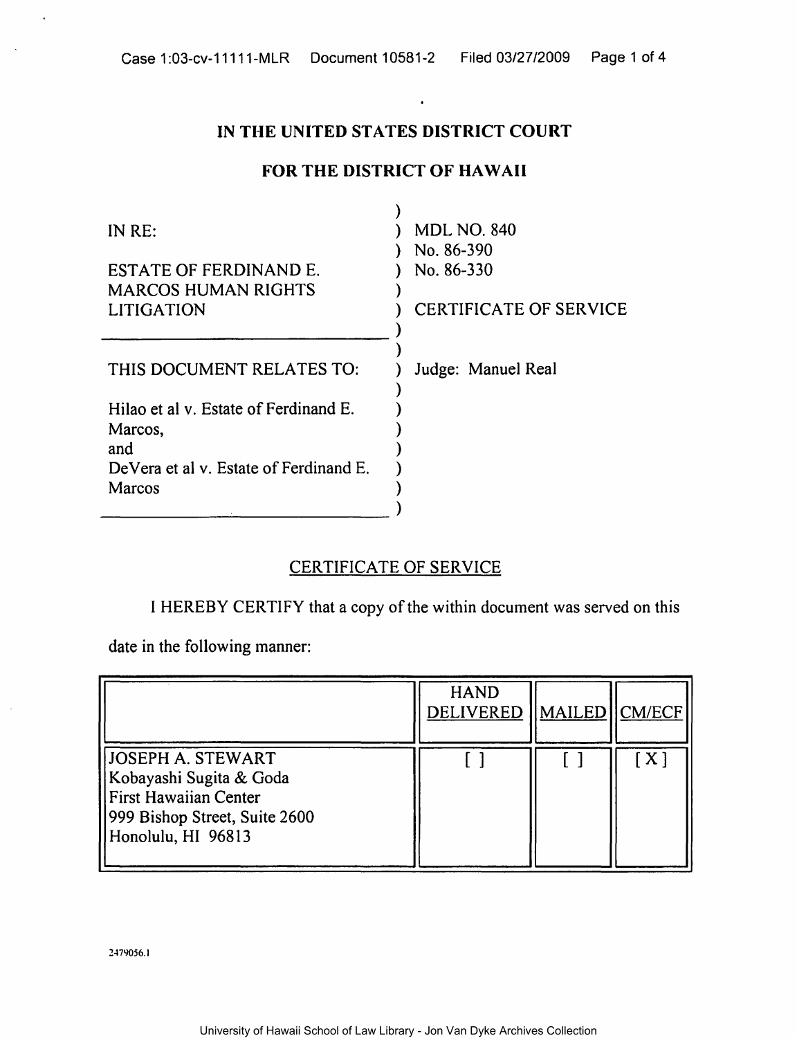# IN THE UNITED STATES DISTRICT COURT

# FOR THE DISTRICT OF HAWAII

| | |
|---|---|
| IN RE:<br><br>ESTATE OF FERDINAND E. MARCOS HUMAN RIGHTS LITIGATION | MDL NO. 840<br>No. 86-390<br>No. 86-330<br><br>CERTIFICATE OF SERVICE |
| THIS DOCUMENT RELATES TO:<br><br>Hilao et al v. Estate of Ferdinand E. Marcos,<br>and<br>DeVera et al v. Estate of Ferdinand E. Marcos | Judge: Manuel Real |

## CERTIFICATE OF SERVICE

I HEREBY CERTIFY that a copy of the within document was served on this date in the following manner:

| | HAND DELIVERED | MAILED | CM/ECF |
|---|---|---|---|
| JOSEPH A. STEWART<br>Kobayashi Sugita & Goda<br>First Hawaiian Center<br>999 Bishop Street, Suite 2600<br>Honolulu, HI 96813 | [ ] | [ ] | [ X ] |

2479056.1

University of Hawaii School of Law Library - Jon Van Dyke Archives Collection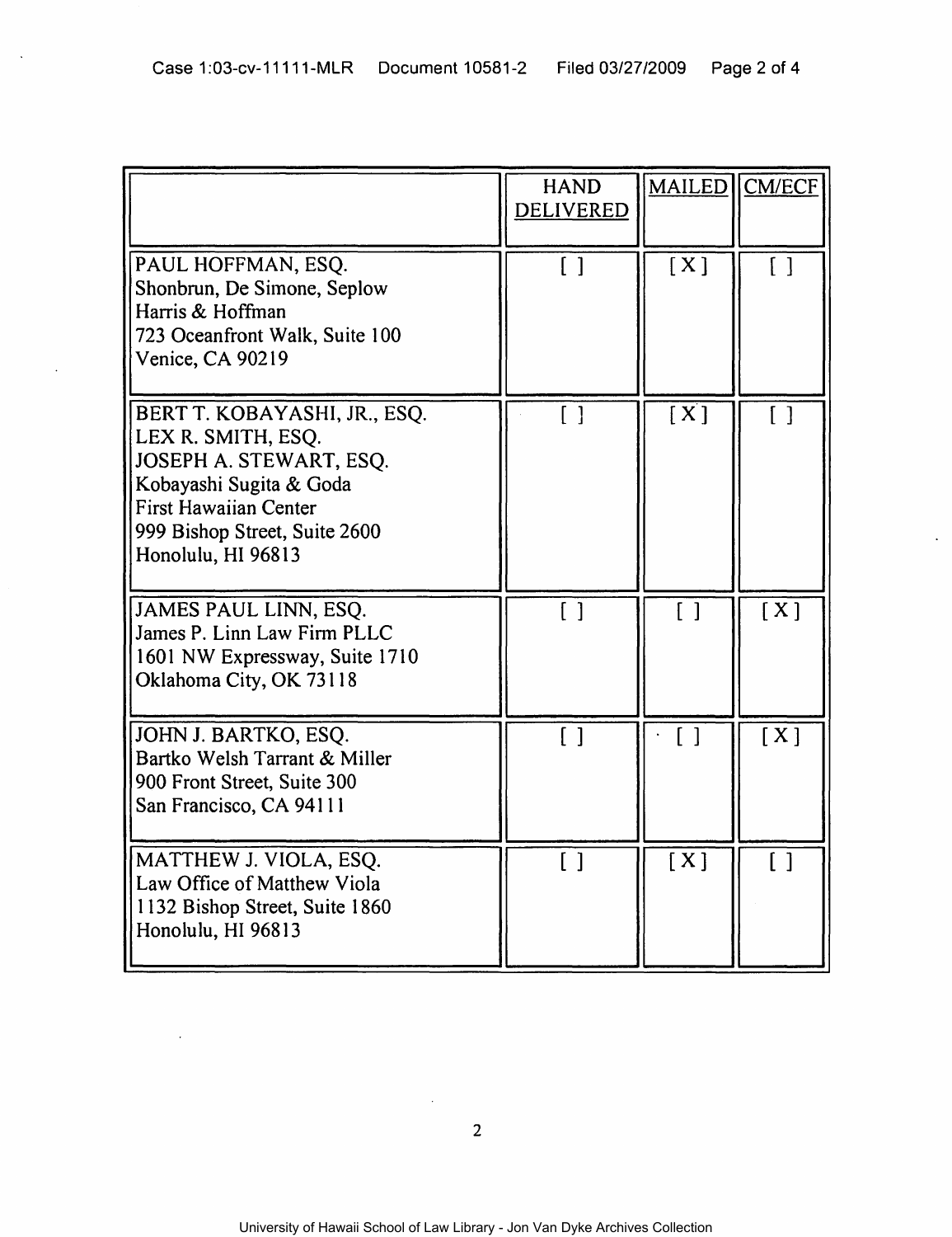| | HAND DELIVERED | MAILED | CM/ECF |
|---|---|---|---|
| PAUL HOFFMAN, ESQ.<br>Shonbrun, De Simone, Seplow<br>Harris & Hoffman<br>723 Oceanfront Walk, Suite 100<br>Venice, CA 90219 | [ ] | [X] | [ ] |
| BERT T. KOBAYASHI, JR., ESQ.<br>LEX R. SMITH, ESQ.<br>JOSEPH A. STEWART, ESQ.<br>Kobayashi Sugita & Goda<br>First Hawaiian Center<br>999 Bishop Street, Suite 2600<br>Honolulu, HI 96813 | [ ] | [X] | [ ] |
| JAMES PAUL LINN, ESQ.<br>James P. Linn Law Firm PLLC<br>1601 NW Expressway, Suite 1710<br>Oklahoma City, OK 73118 | [ ] | [ ] | [X] |
| JOHN J. BARTKO, ESQ.<br>Bartko Welsh Tarrant & Miller<br>900 Front Street, Suite 300<br>San Francisco, CA 94111 | [ ] | [ ] | [X] |
| MATTHEW J. VIOLA, ESQ.<br>Law Office of Matthew Viola<br>1132 Bishop Street, Suite 1860<br>Honolulu, HI 96813 | [ ] | [X] | [ ] |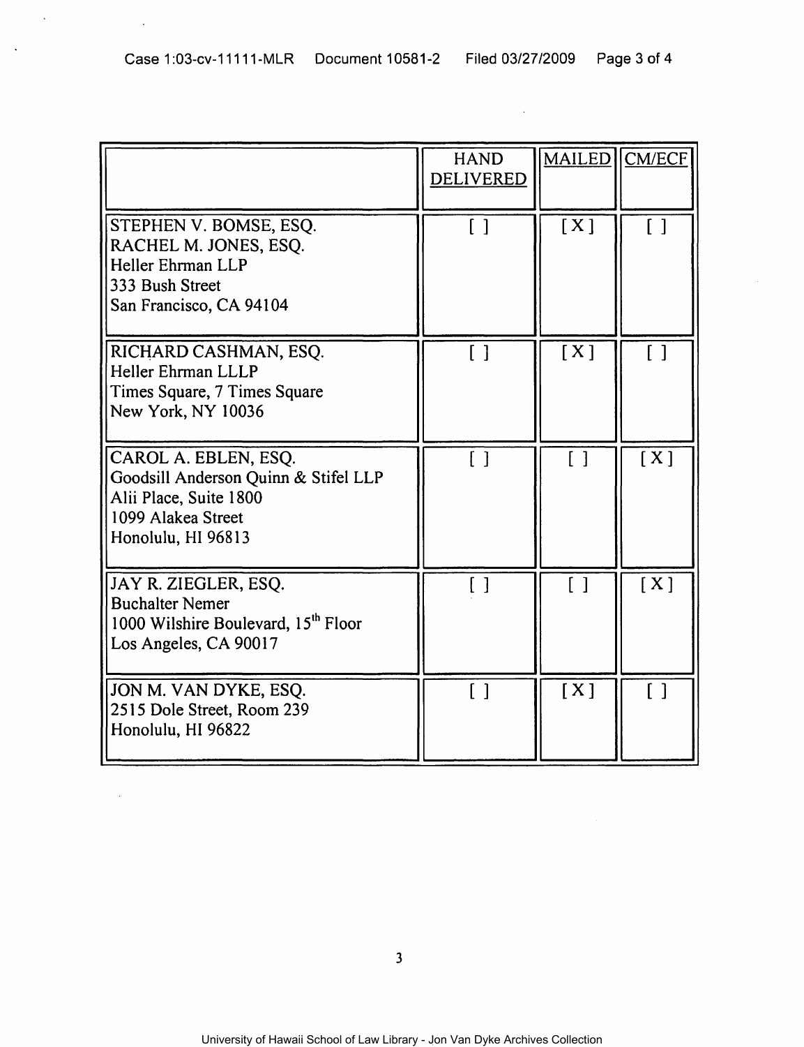| | HAND DELIVERED | MAILED | CM/ECF |
|---|---|---|---|
| STEPHEN V. BOMSE, ESQ.<br>RACHEL M. JONES, ESQ.<br>Heller Ehrman LLP<br>333 Bush Street<br>San Francisco, CA 94104 | [ ] | [X] | [ ] |
| RICHARD CASHMAN, ESQ.<br>Heller Ehrman LLLP<br>Times Square, 7 Times Square<br>New York, NY 10036 | [ ] | [X] | [ ] |
| CAROL A. EBLEN, ESQ.<br>Goodsill Anderson Quinn & Stifel LLP<br>Alii Place, Suite 1800<br>1099 Alakea Street<br>Honolulu, HI 96813 | [ ] | [ ] | [X] |
| JAY R. ZIEGLER, ESQ.<br>Buchalter Nemer<br>1000 Wilshire Boulevard, 15th Floor<br>Los Angeles, CA 90017 | [ ] | [ ] | [X] |
| JON M. VAN DYKE, ESQ.<br>2515 Dole Street, Room 239<br>Honolulu, HI 96822 | [ ] | [X] | [ ] |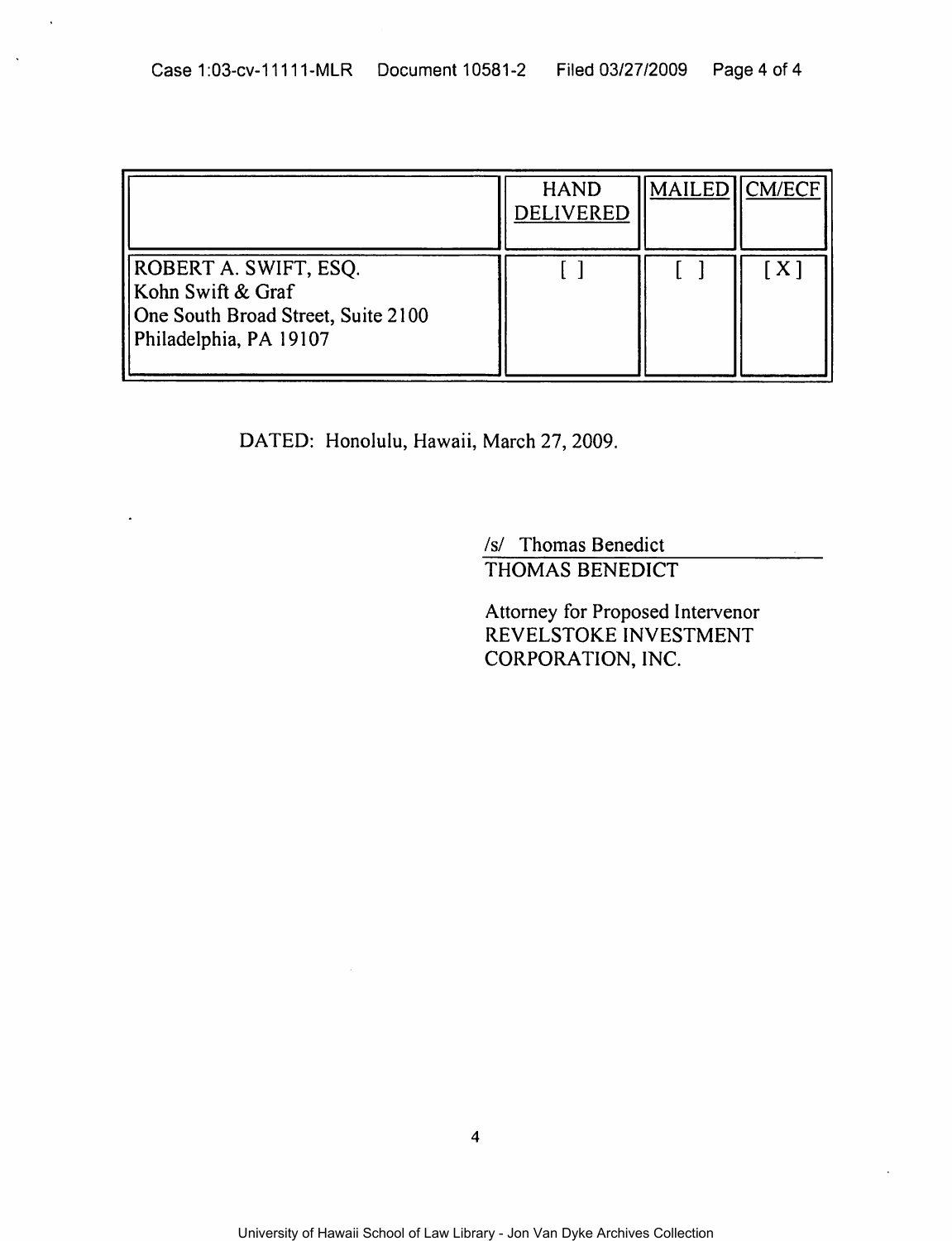| | HAND DELIVERED | MAILED | CM/ECF |
|---|---|---|---|
| ROBERT A. SWIFT, ESQ.<br>Kohn Swift & Graf<br>One South Broad Street, Suite 2100<br>Philadelphia, PA 19107 | [ ] | [ ] | [ X ] |

DATED: Honolulu, Hawaii, March 27, 2009.

/s/ Thomas Benedict
THOMAS BENEDICT

Attorney for Proposed Intervenor
REVELSTOKE INVESTMENT
CORPORATION, INC.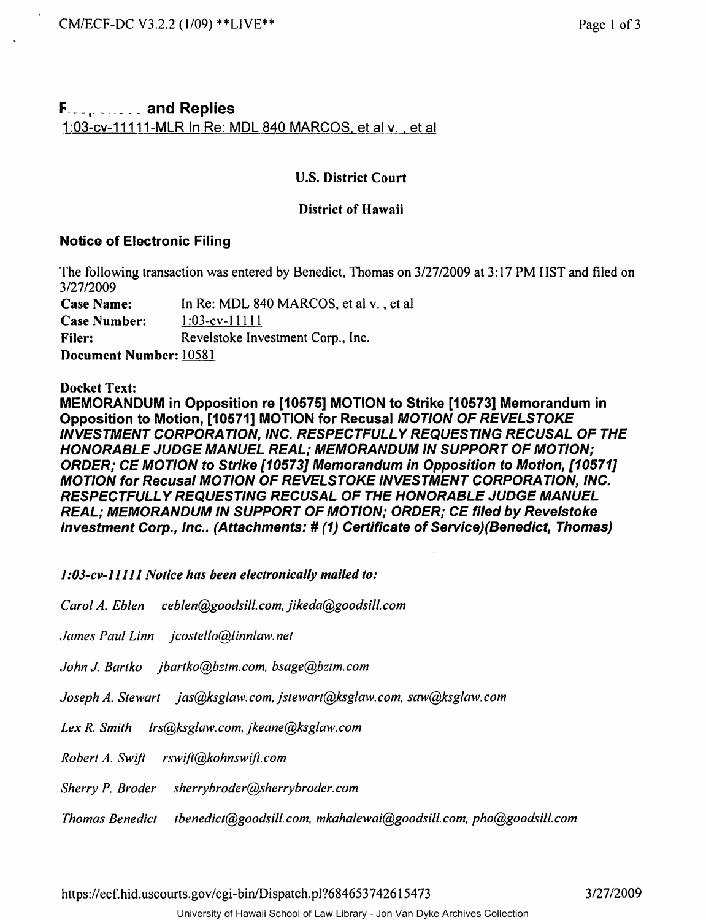**F\_ \_ \_ ,\_ \_ \_ \_ \_ \_ and Replies**

1:03-cv-11111-MLR In Re: MDL 840 MARCOS, et al v. , et al

**U.S. District Court**

**District of Hawaii**

## Notice of Electronic Filing

The following transaction was entered by Benedict, Thomas on 3/27/2009 at 3:17 PM HST and filed on 3/27/2009

**Case Name:** In Re: MDL 840 MARCOS, et al v. , et al
**Case Number:** 1:03-cv-11111
**Filer:** Revelstoke Investment Corp., Inc.
**Document Number:** 10581

**Docket Text:**

**MEMORANDUM in Opposition re [10575] MOTION to Strike [10573] Memorandum in Opposition to Motion, [10571] MOTION for Recusal *MOTION OF REVELSTOKE INVESTMENT CORPORATION, INC. RESPECTFULLY REQUESTING RECUSAL OF THE HONORABLE JUDGE MANUEL REAL; MEMORANDUM IN SUPPORT OF MOTION; ORDER; CE MOTION to Strike [10573] Memorandum in Opposition to Motion, [10571] MOTION for Recusal MOTION OF REVELSTOKE INVESTMENT CORPORATION, INC. RESPECTFULLY REQUESTING RECUSAL OF THE HONORABLE JUDGE MANUEL REAL; MEMORANDUM IN SUPPORT OF MOTION; ORDER; CE filed by Revelstoke Investment Corp., Inc.. (Attachments: # (1) Certificate of Service)(Benedict, Thomas)***

*1:03-cv-11111 Notice has been electronically mailed to:*

*Carol A. Eblen ceblen@goodsill.com, jikeda@goodsill.com*

*James Paul Linn jcostello@linnlaw.net*

*John J. Bartko jbartko@bztm.com, bsage@bztm.com*

*Joseph A. Stewart jas@ksglaw.com, jstewart@ksglaw.com, saw@ksglaw.com*

*Lex R. Smith lrs@ksglaw.com, jkeane@ksglaw.com*

*Robert A. Swift rswift@kohnswift.com*

*Sherry P. Broder sherrybroder@sherrybroder.com*

*Thomas Benedict tbenedict@goodsill.com, mkahalewai@goodsill.com, pho@goodsill.com*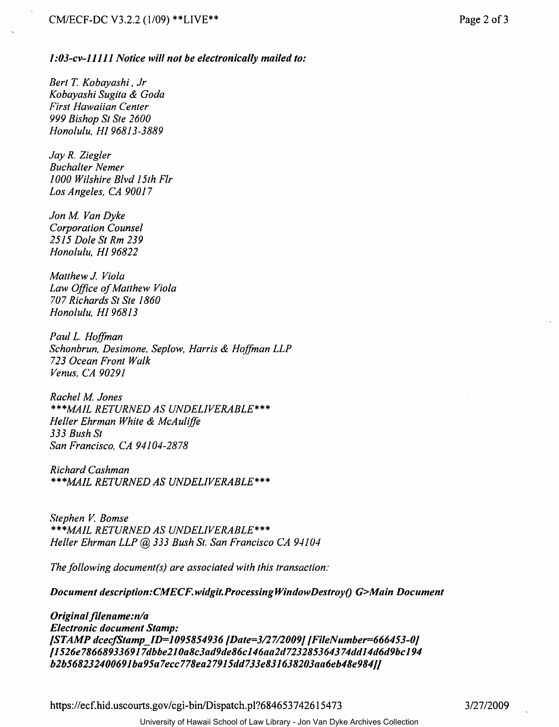***1:03-cv-11111 Notice will not be electronically mailed to:***

*Bert T. Kobayashi , Jr*
*Kobayashi Sugita & Goda*
*First Hawaiian Center*
*999 Bishop St Ste 2600*
*Honolulu, HI 96813-3889*

*Jay R. Ziegler*
*Buchalter Nemer*
*1000 Wilshire Blvd 15th Flr*
*Los Angeles, CA 90017*

*Jon M. Van Dyke*
*Corporation Counsel*
*2515 Dole St Rm 239*
*Honolulu, HI 96822*

*Matthew J. Viola*
*Law Office of Matthew Viola*
*707 Richards St Ste 1860*
*Honolulu, HI 96813*

*Paul L. Hoffman*
*Schonbrun, Desimone, Seplow, Harris & Hoffman LLP*
*723 Ocean Front Walk*
*Venus, CA 90291*

*Rachel M. Jones*
****MAIL RETURNED AS UNDELIVERABLE****
*Heller Ehrman White & McAuliffe*
*333 Bush St*
*San Francisco, CA 94104-2878*

*Richard Cashman*
****MAIL RETURNED AS UNDELIVERABLE****

*Stephen V. Bomse*
****MAIL RETURNED AS UNDELIVERABLE****
*Heller Ehrman LLP @ 333 Bush St. San Francisco CA 94104*

*The following document(s) are associated with this transaction:*

***Document description:CMECF.widgit.ProcessingWindowDestroy() G>Main Document***

***Original filename:n/a***
***Electronic document Stamp:***
***[STAMP dcecfStamp_ID=1095854936 [Date=3/27/2009] [FileNumber=666453-0] [1526e786689336917dbbe210a8c3ad9de86c146aa2d72328536437 4dd14d6d9bc194 b2b568232400691ba95a7ecc778ea27915dd733e831638203aa6eb48e984]]***

https://ecf.hid.uscourts.gov/cgi-bin/Dispatch.pl?684653742615473 3/27/2009

University of Hawaii School of Law Library - Jon Van Dyke Archives Collection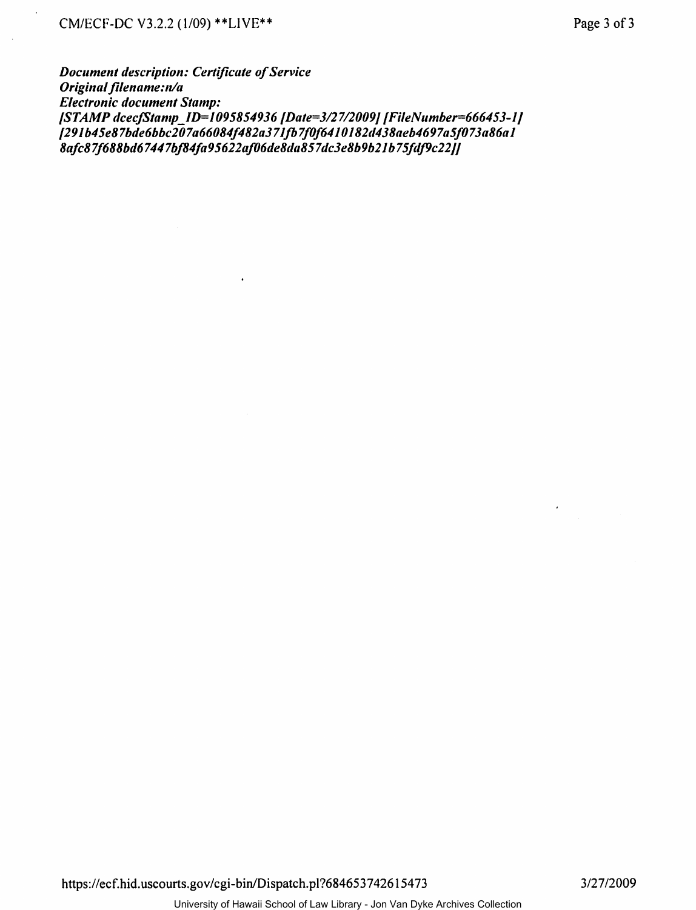***Document description:*** ***Certificate of Service***
***Original filename:n/a***
***Electronic document Stamp:***
***[STAMP dcecfStamp_ID=1095854936 [Date=3/27/2009] [FileNumber=666453-1] [291b45e87bde6bbc207a66084f482a371fb7f0f6410182d438aeb4697a5f073a86a1 8afc87f688bd67447bf84fa95622af06de8da857dc3e8b9b21b75fdf9c22]]***